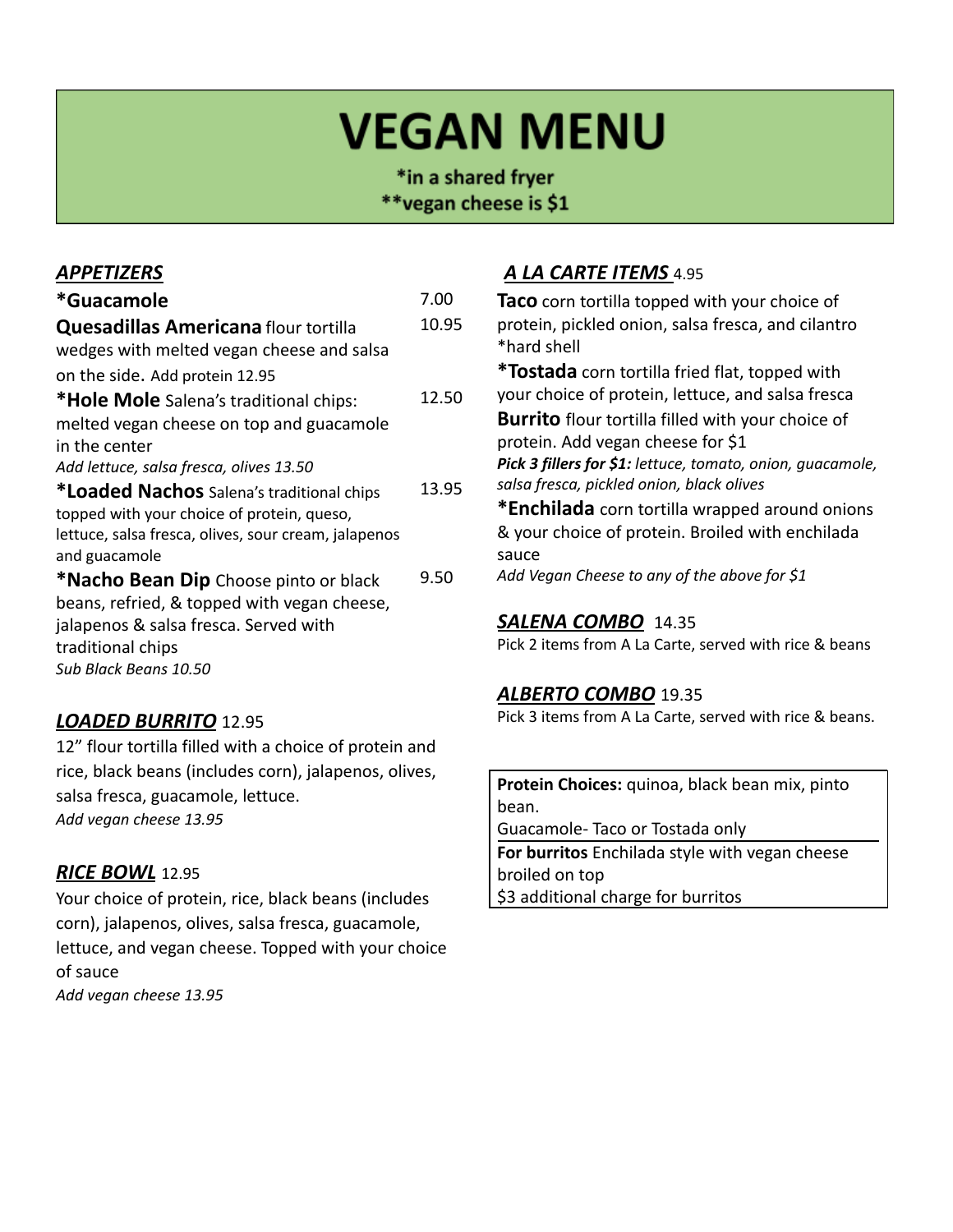# VEGAN MENU

*in a shared fryer
**vegan cheese is $1

## *APPETIZERS*

**\*Guacamole** 7.00

**Quesadillas Americana** flour tortilla wedges with melted vegan cheese and salsa on the side. Add protein 12.95 — 10.95

**\*Hole Mole** Salena's traditional chips: melted vegan cheese on top and guacamole in the center — 12.50
*Add lettuce, salsa fresca, olives 13.50*

**\*Loaded Nachos** Salena's traditional chips topped with your choice of protein, queso, lettuce, salsa fresca, olives, sour cream, jalapenos and guacamole — 13.95

**\*Nacho Bean Dip** Choose pinto or black beans, refried, & topped with vegan cheese, jalapenos & salsa fresca. Served with traditional chips — 9.50
*Sub Black Beans 10.50*

## *LOADED BURRITO* 12.95

12" flour tortilla filled with a choice of protein and rice, black beans (includes corn), jalapenos, olives, salsa fresca, guacamole, lettuce.
*Add vegan cheese 13.95*

## *RICE BOWL* 12.95

Your choice of protein, rice, black beans (includes corn), jalapenos, olives, salsa fresca, guacamole, lettuce, and vegan cheese. Topped with your choice of sauce
*Add vegan cheese 13.95*

## *A LA CARTE ITEMS* 4.95

**Taco** corn tortilla topped with your choice of protein, pickled onion, salsa fresca, and cilantro
*hard shell

**\*Tostada** corn tortilla fried flat, topped with your choice of protein, lettuce, and salsa fresca

**Burrito** flour tortilla filled with your choice of protein. Add vegan cheese for $1
***Pick 3 fillers for $1:** lettuce, tomato, onion, guacamole, salsa fresca, pickled onion, black olives*

**\*Enchilada** corn tortilla wrapped around onions & your choice of protein. Broiled with enchilada sauce
*Add Vegan Cheese to any of the above for $1*

## *SALENA COMBO* 14.35

Pick 2 items from A La Carte, served with rice & beans

## *ALBERTO COMBO* 19.35

Pick 3 items from A La Carte, served with rice & beans.

**Protein Choices:** quinoa, black bean mix, pinto bean.
Guacamole- Taco or Tostada only

**For burritos** Enchilada style with vegan cheese broiled on top
$3 additional charge for burritos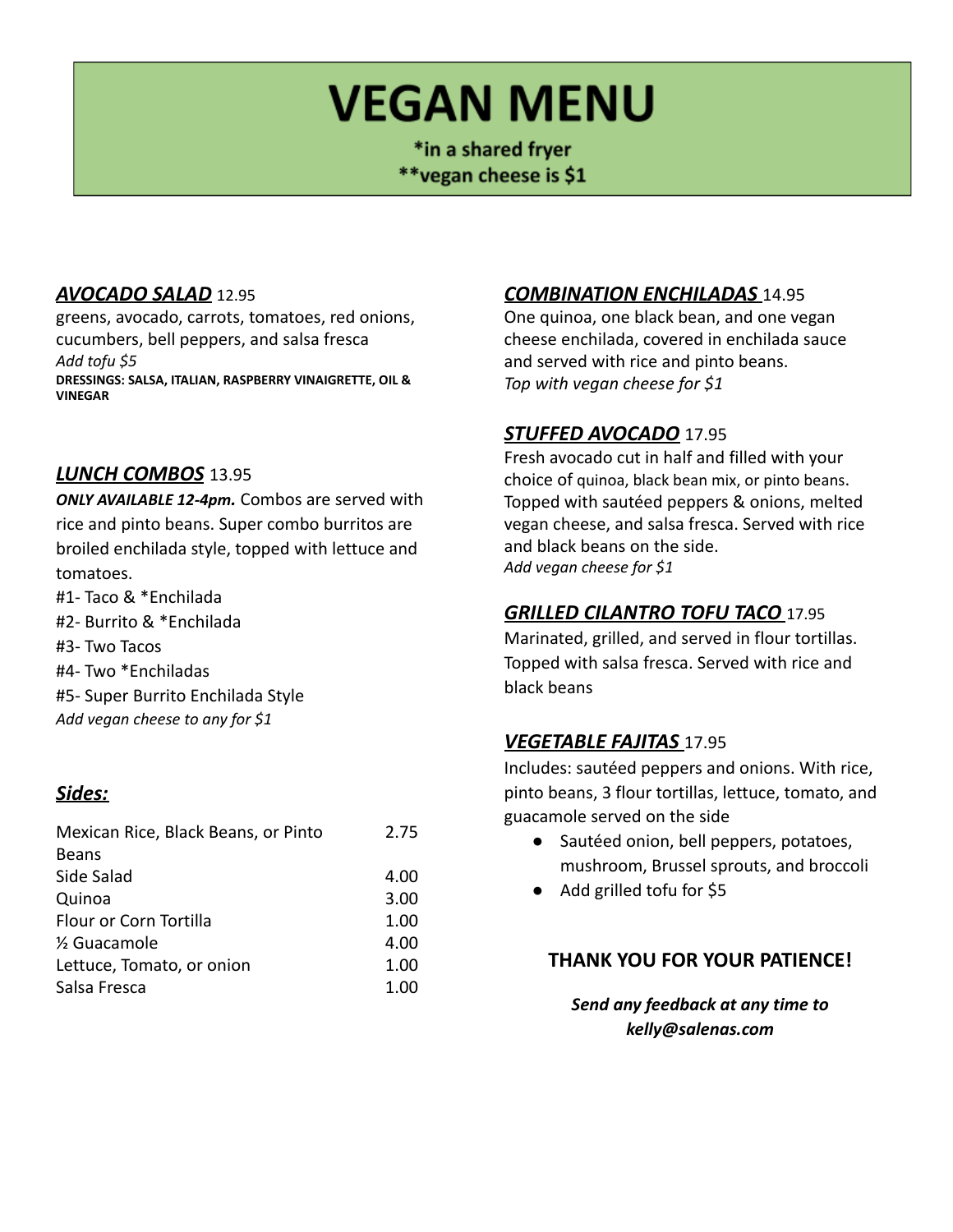# VEGAN MENU

**\*in a shared fryer**
**\*\*vegan cheese is $1**

## ***AVOCADO SALAD*** 12.95

greens, avocado, carrots, tomatoes, red onions, cucumbers, bell peppers, and salsa fresca
*Add tofu $5*
**DRESSINGS: SALSA, ITALIAN, RASPBERRY VINAIGRETTE, OIL & VINEGAR**

## ***LUNCH COMBOS*** 13.95

***ONLY AVAILABLE 12-4pm.*** Combos are served with rice and pinto beans. Super combo burritos are broiled enchilada style, topped with lettuce and tomatoes.

#1- Taco & *Enchilada
#2- Burrito & *Enchilada
#3- Two Tacos
#4- Two *Enchiladas
#5- Super Burrito Enchilada Style
*Add vegan cheese to any for $1*

## ***Sides:***

| | |
|---|---|
| Mexican Rice, Black Beans, or Pinto Beans | 2.75 |
| Side Salad | 4.00 |
| Quinoa | 3.00 |
| Flour or Corn Tortilla | 1.00 |
| ½ Guacamole | 4.00 |
| Lettuce, Tomato, or onion | 1.00 |
| Salsa Fresca | 1.00 |

## ***COMBINATION ENCHILADAS*** 14.95

One quinoa, one black bean, and one vegan cheese enchilada, covered in enchilada sauce and served with rice and pinto beans.
*Top with vegan cheese for $1*

## ***STUFFED AVOCADO*** 17.95

Fresh avocado cut in half and filled with your choice of quinoa, black bean mix, or pinto beans. Topped with sautéed peppers & onions, melted vegan cheese, and salsa fresca. Served with rice and black beans on the side.
*Add vegan cheese for $1*

## ***GRILLED CILANTRO TOFU TACO*** 17.95

Marinated, grilled, and served in flour tortillas. Topped with salsa fresca. Served with rice and black beans

## ***VEGETABLE FAJITAS*** 17.95

Includes: sautéed peppers and onions. With rice, pinto beans, 3 flour tortillas, lettuce, tomato, and guacamole served on the side

- Sautéed onion, bell peppers, potatoes, mushroom, Brussel sprouts, and broccoli
- Add grilled tofu for $5

**THANK YOU FOR YOUR PATIENCE!**

***Send any feedback at any time to kelly@salenas.com***